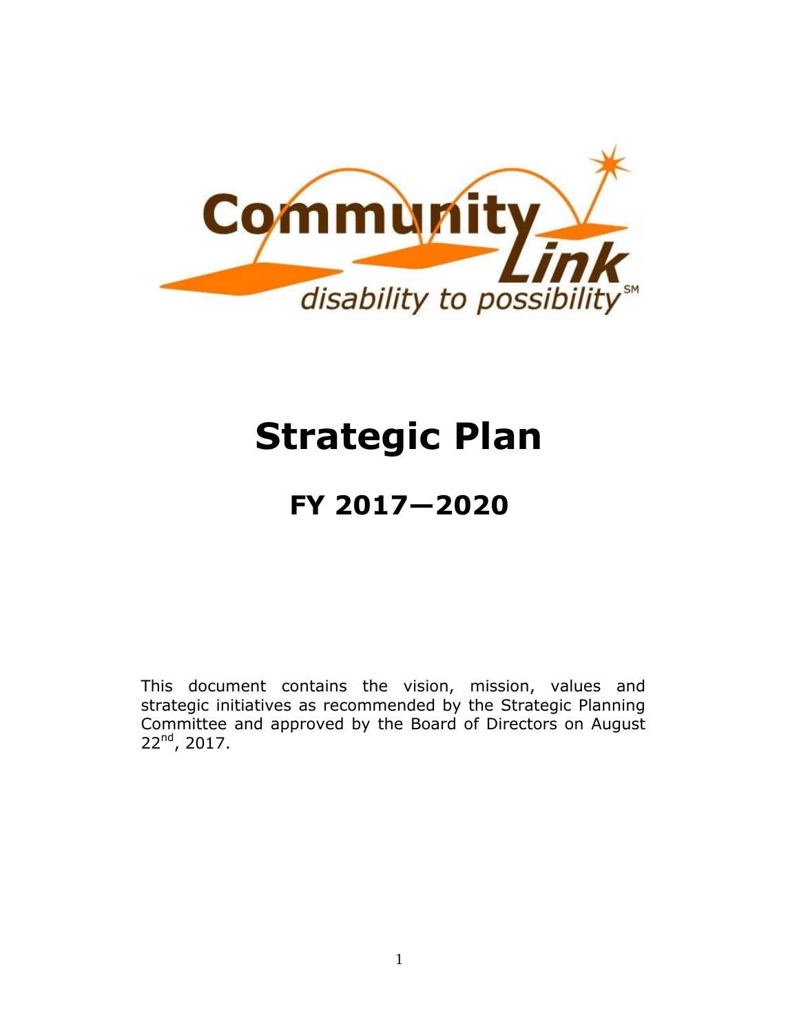Community Link

*disability to possibility*[SM]

# Strategic Plan

## FY 2017—2020

This document contains the vision, mission, values and strategic initiatives as recommended by the Strategic Planning Committee and approved by the Board of Directors on August 22nd, 2017.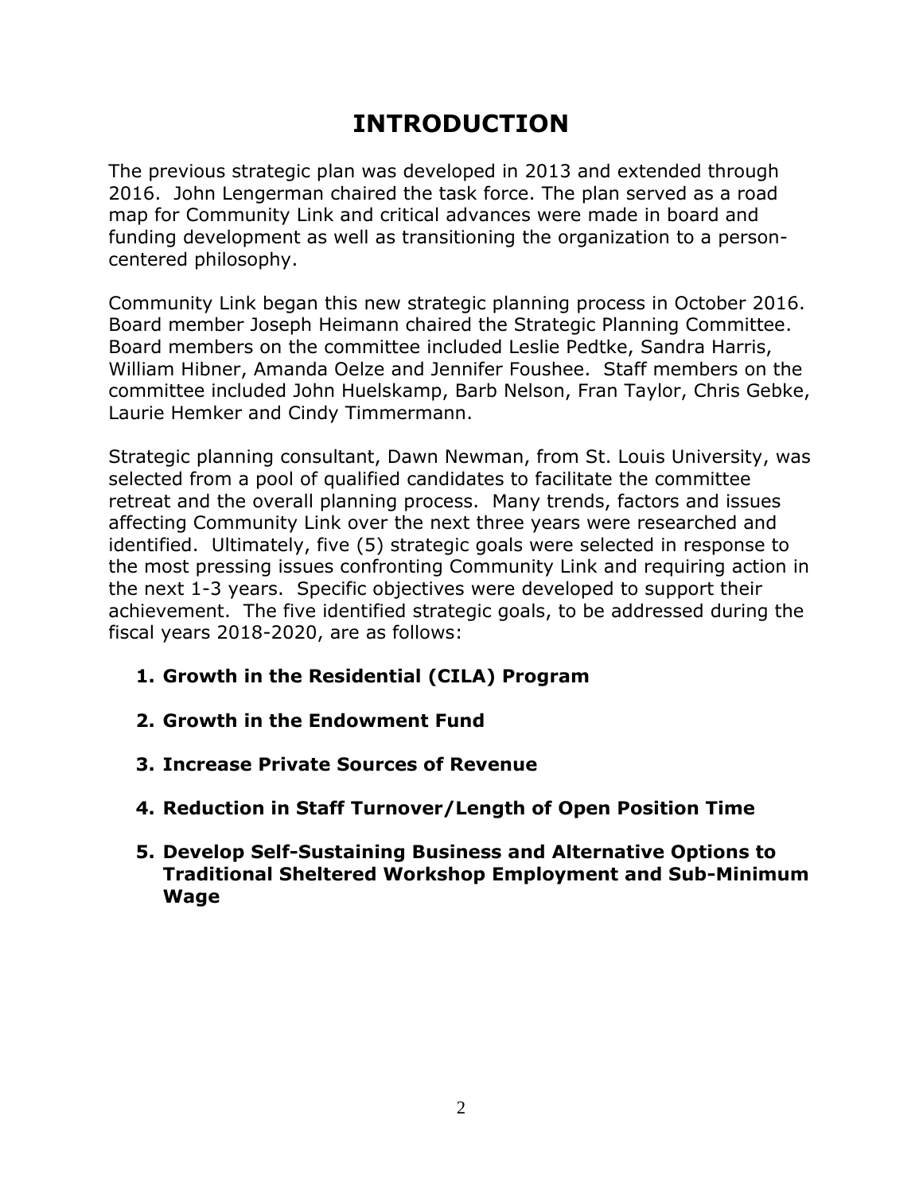# INTRODUCTION

The previous strategic plan was developed in 2013 and extended through 2016. John Lengerman chaired the task force. The plan served as a road map for Community Link and critical advances were made in board and funding development as well as transitioning the organization to a person-centered philosophy.

Community Link began this new strategic planning process in October 2016. Board member Joseph Heimann chaired the Strategic Planning Committee. Board members on the committee included Leslie Pedtke, Sandra Harris, William Hibner, Amanda Oelze and Jennifer Foushee. Staff members on the committee included John Huelskamp, Barb Nelson, Fran Taylor, Chris Gebke, Laurie Hemker and Cindy Timmermann.

Strategic planning consultant, Dawn Newman, from St. Louis University, was selected from a pool of qualified candidates to facilitate the committee retreat and the overall planning process. Many trends, factors and issues affecting Community Link over the next three years were researched and identified. Ultimately, five (5) strategic goals were selected in response to the most pressing issues confronting Community Link and requiring action in the next 1-3 years. Specific objectives were developed to support their achievement. The five identified strategic goals, to be addressed during the fiscal years 2018-2020, are as follows:

1. **Growth in the Residential (CILA) Program**
2. **Growth in the Endowment Fund**
3. **Increase Private Sources of Revenue**
4. **Reduction in Staff Turnover/Length of Open Position Time**
5. **Develop Self-Sustaining Business and Alternative Options to Traditional Sheltered Workshop Employment and Sub-Minimum Wage**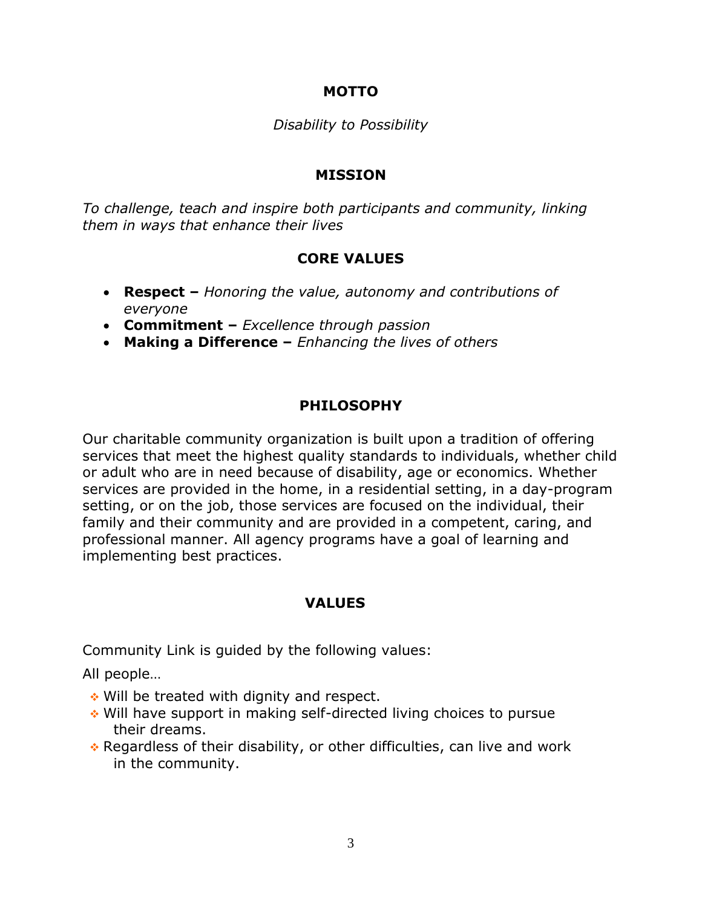## MOTTO

*Disability to Possibility*

## MISSION

*To challenge, teach and inspire both participants and community, linking them in ways that enhance their lives*

## CORE VALUES

- **Respect –** *Honoring the value, autonomy and contributions of everyone*
- **Commitment –** *Excellence through passion*
- **Making a Difference –** *Enhancing the lives of others*

## PHILOSOPHY

Our charitable community organization is built upon a tradition of offering services that meet the highest quality standards to individuals, whether child or adult who are in need because of disability, age or economics. Whether services are provided in the home, in a residential setting, in a day-program setting, or on the job, those services are focused on the individual, their family and their community and are provided in a competent, caring, and professional manner. All agency programs have a goal of learning and implementing best practices.

## VALUES

Community Link is guided by the following values:

All people…

- Will be treated with dignity and respect.
- Will have support in making self-directed living choices to pursue their dreams.
- Regardless of their disability, or other difficulties, can live and work in the community.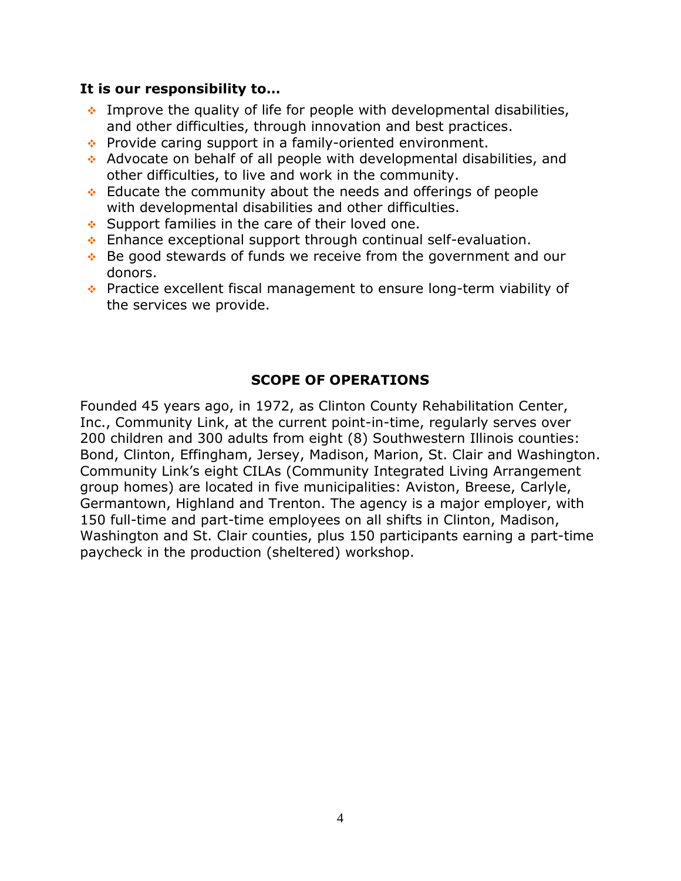**It is our responsibility to…**

- Improve the quality of life for people with developmental disabilities, and other difficulties, through innovation and best practices.
- Provide caring support in a family-oriented environment.
- Advocate on behalf of all people with developmental disabilities, and other difficulties, to live and work in the community.
- Educate the community about the needs and offerings of people with developmental disabilities and other difficulties.
- Support families in the care of their loved one.
- Enhance exceptional support through continual self-evaluation.
- Be good stewards of funds we receive from the government and our donors.
- Practice excellent fiscal management to ensure long-term viability of the services we provide.

## SCOPE OF OPERATIONS

Founded 45 years ago, in 1972, as Clinton County Rehabilitation Center, Inc., Community Link, at the current point-in-time, regularly serves over 200 children and 300 adults from eight (8) Southwestern Illinois counties: Bond, Clinton, Effingham, Jersey, Madison, Marion, St. Clair and Washington. Community Link's eight CILAs (Community Integrated Living Arrangement group homes) are located in five municipalities: Aviston, Breese, Carlyle, Germantown, Highland and Trenton. The agency is a major employer, with 150 full-time and part-time employees on all shifts in Clinton, Madison, Washington and St. Clair counties, plus 150 participants earning a part-time paycheck in the production (sheltered) workshop.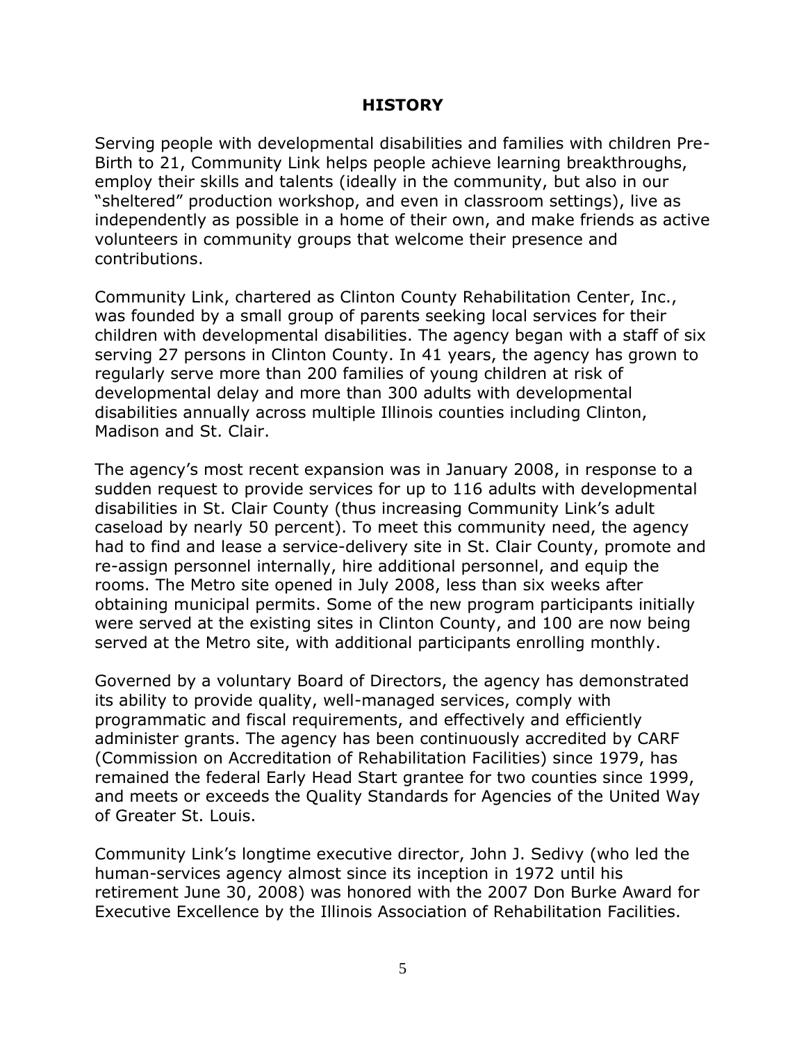# HISTORY

Serving people with developmental disabilities and families with children Pre-Birth to 21, Community Link helps people achieve learning breakthroughs, employ their skills and talents (ideally in the community, but also in our "sheltered" production workshop, and even in classroom settings), live as independently as possible in a home of their own, and make friends as active volunteers in community groups that welcome their presence and contributions.

Community Link, chartered as Clinton County Rehabilitation Center, Inc., was founded by a small group of parents seeking local services for their children with developmental disabilities. The agency began with a staff of six serving 27 persons in Clinton County. In 41 years, the agency has grown to regularly serve more than 200 families of young children at risk of developmental delay and more than 300 adults with developmental disabilities annually across multiple Illinois counties including Clinton, Madison and St. Clair.

The agency's most recent expansion was in January 2008, in response to a sudden request to provide services for up to 116 adults with developmental disabilities in St. Clair County (thus increasing Community Link's adult caseload by nearly 50 percent). To meet this community need, the agency had to find and lease a service-delivery site in St. Clair County, promote and re-assign personnel internally, hire additional personnel, and equip the rooms. The Metro site opened in July 2008, less than six weeks after obtaining municipal permits. Some of the new program participants initially were served at the existing sites in Clinton County, and 100 are now being served at the Metro site, with additional participants enrolling monthly.

Governed by a voluntary Board of Directors, the agency has demonstrated its ability to provide quality, well-managed services, comply with programmatic and fiscal requirements, and effectively and efficiently administer grants. The agency has been continuously accredited by CARF (Commission on Accreditation of Rehabilitation Facilities) since 1979, has remained the federal Early Head Start grantee for two counties since 1999, and meets or exceeds the Quality Standards for Agencies of the United Way of Greater St. Louis.

Community Link's longtime executive director, John J. Sedivy (who led the human-services agency almost since its inception in 1972 until his retirement June 30, 2008) was honored with the 2007 Don Burke Award for Executive Excellence by the Illinois Association of Rehabilitation Facilities.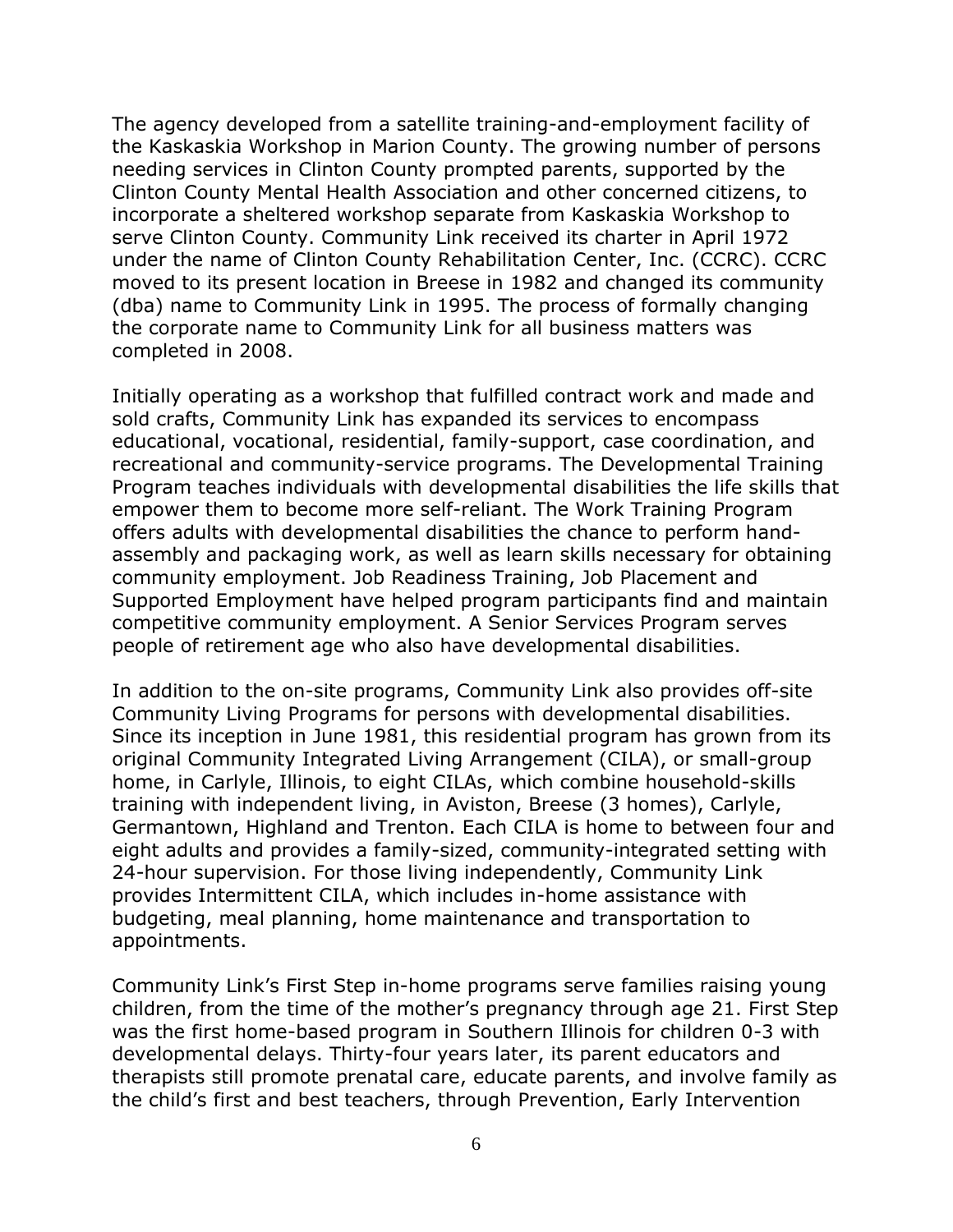The agency developed from a satellite training-and-employment facility of the Kaskaskia Workshop in Marion County. The growing number of persons needing services in Clinton County prompted parents, supported by the Clinton County Mental Health Association and other concerned citizens, to incorporate a sheltered workshop separate from Kaskaskia Workshop to serve Clinton County. Community Link received its charter in April 1972 under the name of Clinton County Rehabilitation Center, Inc. (CCRC). CCRC moved to its present location in Breese in 1982 and changed its community (dba) name to Community Link in 1995. The process of formally changing the corporate name to Community Link for all business matters was completed in 2008.

Initially operating as a workshop that fulfilled contract work and made and sold crafts, Community Link has expanded its services to encompass educational, vocational, residential, family-support, case coordination, and recreational and community-service programs. The Developmental Training Program teaches individuals with developmental disabilities the life skills that empower them to become more self-reliant. The Work Training Program offers adults with developmental disabilities the chance to perform hand-assembly and packaging work, as well as learn skills necessary for obtaining community employment. Job Readiness Training, Job Placement and Supported Employment have helped program participants find and maintain competitive community employment. A Senior Services Program serves people of retirement age who also have developmental disabilities.

In addition to the on-site programs, Community Link also provides off-site Community Living Programs for persons with developmental disabilities. Since its inception in June 1981, this residential program has grown from its original Community Integrated Living Arrangement (CILA), or small-group home, in Carlyle, Illinois, to eight CILAs, which combine household-skills training with independent living, in Aviston, Breese (3 homes), Carlyle, Germantown, Highland and Trenton. Each CILA is home to between four and eight adults and provides a family-sized, community-integrated setting with 24-hour supervision. For those living independently, Community Link provides Intermittent CILA, which includes in-home assistance with budgeting, meal planning, home maintenance and transportation to appointments.

Community Link's First Step in-home programs serve families raising young children, from the time of the mother's pregnancy through age 21. First Step was the first home-based program in Southern Illinois for children 0-3 with developmental delays. Thirty-four years later, its parent educators and therapists still promote prenatal care, educate parents, and involve family as the child's first and best teachers, through Prevention, Early Intervention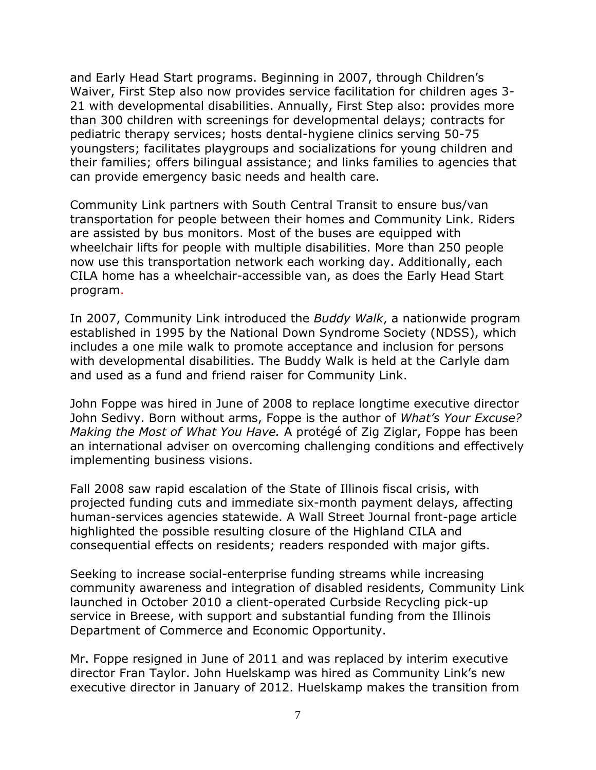and Early Head Start programs. Beginning in 2007, through Children's Waiver, First Step also now provides service facilitation for children ages 3-21 with developmental disabilities. Annually, First Step also: provides more than 300 children with screenings for developmental delays; contracts for pediatric therapy services; hosts dental-hygiene clinics serving 50-75 youngsters; facilitates playgroups and socializations for young children and their families; offers bilingual assistance; and links families to agencies that can provide emergency basic needs and health care.

Community Link partners with South Central Transit to ensure bus/van transportation for people between their homes and Community Link. Riders are assisted by bus monitors. Most of the buses are equipped with wheelchair lifts for people with multiple disabilities. More than 250 people now use this transportation network each working day. Additionally, each CILA home has a wheelchair-accessible van, as does the Early Head Start program.

In 2007, Community Link introduced the *Buddy Walk*, a nationwide program established in 1995 by the National Down Syndrome Society (NDSS), which includes a one mile walk to promote acceptance and inclusion for persons with developmental disabilities. The Buddy Walk is held at the Carlyle dam and used as a fund and friend raiser for Community Link.

John Foppe was hired in June of 2008 to replace longtime executive director John Sedivy. Born without arms, Foppe is the author of *What's Your Excuse? Making the Most of What You Have.* A protégé of Zig Ziglar, Foppe has been an international adviser on overcoming challenging conditions and effectively implementing business visions.

Fall 2008 saw rapid escalation of the State of Illinois fiscal crisis, with projected funding cuts and immediate six-month payment delays, affecting human-services agencies statewide. A Wall Street Journal front-page article highlighted the possible resulting closure of the Highland CILA and consequential effects on residents; readers responded with major gifts.

Seeking to increase social-enterprise funding streams while increasing community awareness and integration of disabled residents, Community Link launched in October 2010 a client-operated Curbside Recycling pick-up service in Breese, with support and substantial funding from the Illinois Department of Commerce and Economic Opportunity.

Mr. Foppe resigned in June of 2011 and was replaced by interim executive director Fran Taylor. John Huelskamp was hired as Community Link's new executive director in January of 2012. Huelskamp makes the transition from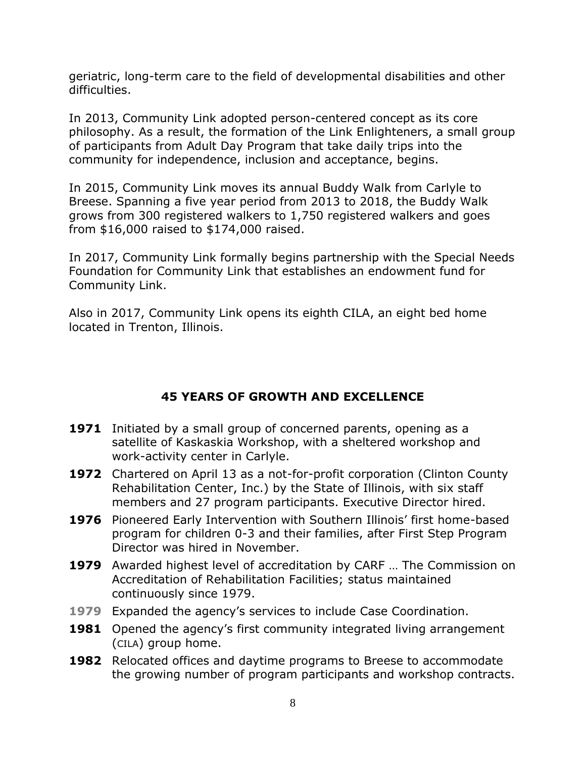geriatric, long-term care to the field of developmental disabilities and other difficulties.

In 2013, Community Link adopted person-centered concept as its core philosophy. As a result, the formation of the Link Enlighteners, a small group of participants from Adult Day Program that take daily trips into the community for independence, inclusion and acceptance, begins.

In 2015, Community Link moves its annual Buddy Walk from Carlyle to Breese. Spanning a five year period from 2013 to 2018, the Buddy Walk grows from 300 registered walkers to 1,750 registered walkers and goes from $16,000 raised to $174,000 raised.

In 2017, Community Link formally begins partnership with the Special Needs Foundation for Community Link that establishes an endowment fund for Community Link.

Also in 2017, Community Link opens its eighth CILA, an eight bed home located in Trenton, Illinois.

## 45 YEARS OF GROWTH AND EXCELLENCE

**1971** Initiated by a small group of concerned parents, opening as a satellite of Kaskaskia Workshop, with a sheltered workshop and work-activity center in Carlyle.

**1972** Chartered on April 13 as a not-for-profit corporation (Clinton County Rehabilitation Center, Inc.) by the State of Illinois, with six staff members and 27 program participants. Executive Director hired.

**1976** Pioneered Early Intervention with Southern Illinois' first home-based program for children 0-3 and their families, after First Step Program Director was hired in November.

**1979** Awarded highest level of accreditation by CARF … The Commission on Accreditation of Rehabilitation Facilities; status maintained continuously since 1979.

**1979** Expanded the agency's services to include Case Coordination.

**1981** Opened the agency's first community integrated living arrangement (CILA) group home.

**1982** Relocated offices and daytime programs to Breese to accommodate the growing number of program participants and workshop contracts.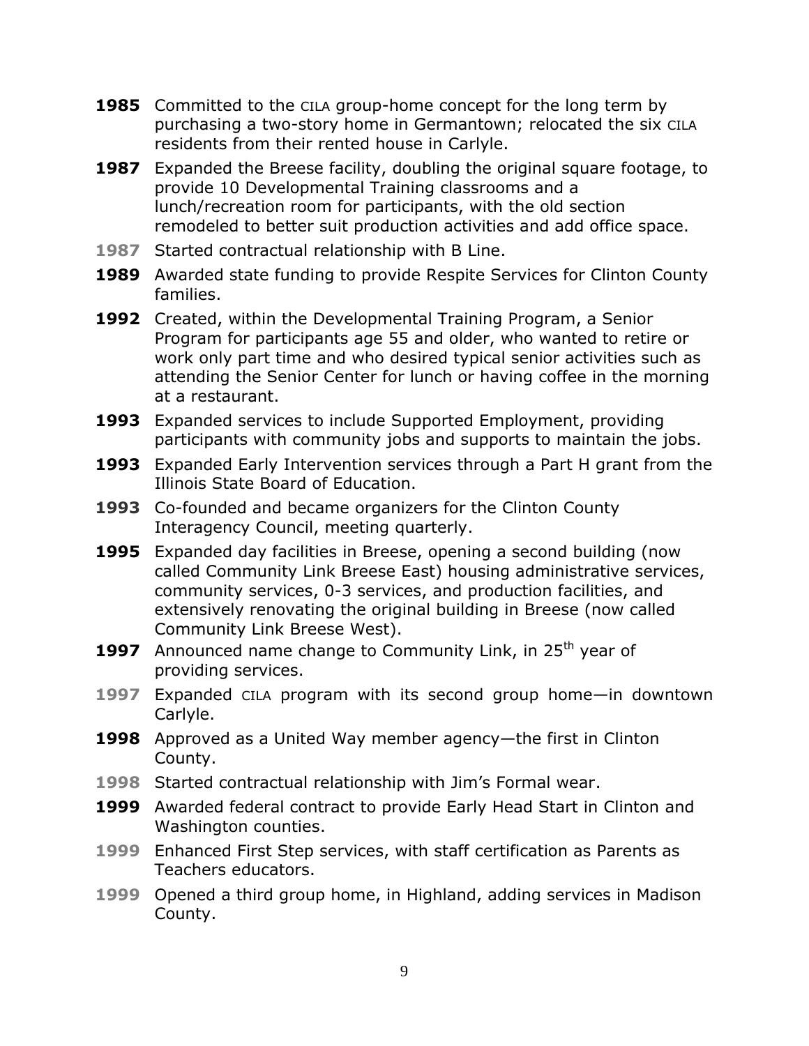**1985** Committed to the CILA group-home concept for the long term by purchasing a two-story home in Germantown; relocated the six CILA residents from their rented house in Carlyle.

**1987** Expanded the Breese facility, doubling the original square footage, to provide 10 Developmental Training classrooms and a lunch/recreation room for participants, with the old section remodeled to better suit production activities and add office space.

**1987** Started contractual relationship with B Line.

**1989** Awarded state funding to provide Respite Services for Clinton County families.

**1992** Created, within the Developmental Training Program, a Senior Program for participants age 55 and older, who wanted to retire or work only part time and who desired typical senior activities such as attending the Senior Center for lunch or having coffee in the morning at a restaurant.

**1993** Expanded services to include Supported Employment, providing participants with community jobs and supports to maintain the jobs.

**1993** Expanded Early Intervention services through a Part H grant from the Illinois State Board of Education.

**1993** Co-founded and became organizers for the Clinton County Interagency Council, meeting quarterly.

**1995** Expanded day facilities in Breese, opening a second building (now called Community Link Breese East) housing administrative services, community services, 0-3 services, and production facilities, and extensively renovating the original building in Breese (now called Community Link Breese West).

**1997** Announced name change to Community Link, in 25th year of providing services.

**1997** Expanded CILA program with its second group home—in downtown Carlyle.

**1998** Approved as a United Way member agency—the first in Clinton County.

**1998** Started contractual relationship with Jim's Formal wear.

**1999** Awarded federal contract to provide Early Head Start in Clinton and Washington counties.

**1999** Enhanced First Step services, with staff certification as Parents as Teachers educators.

**1999** Opened a third group home, in Highland, adding services in Madison County.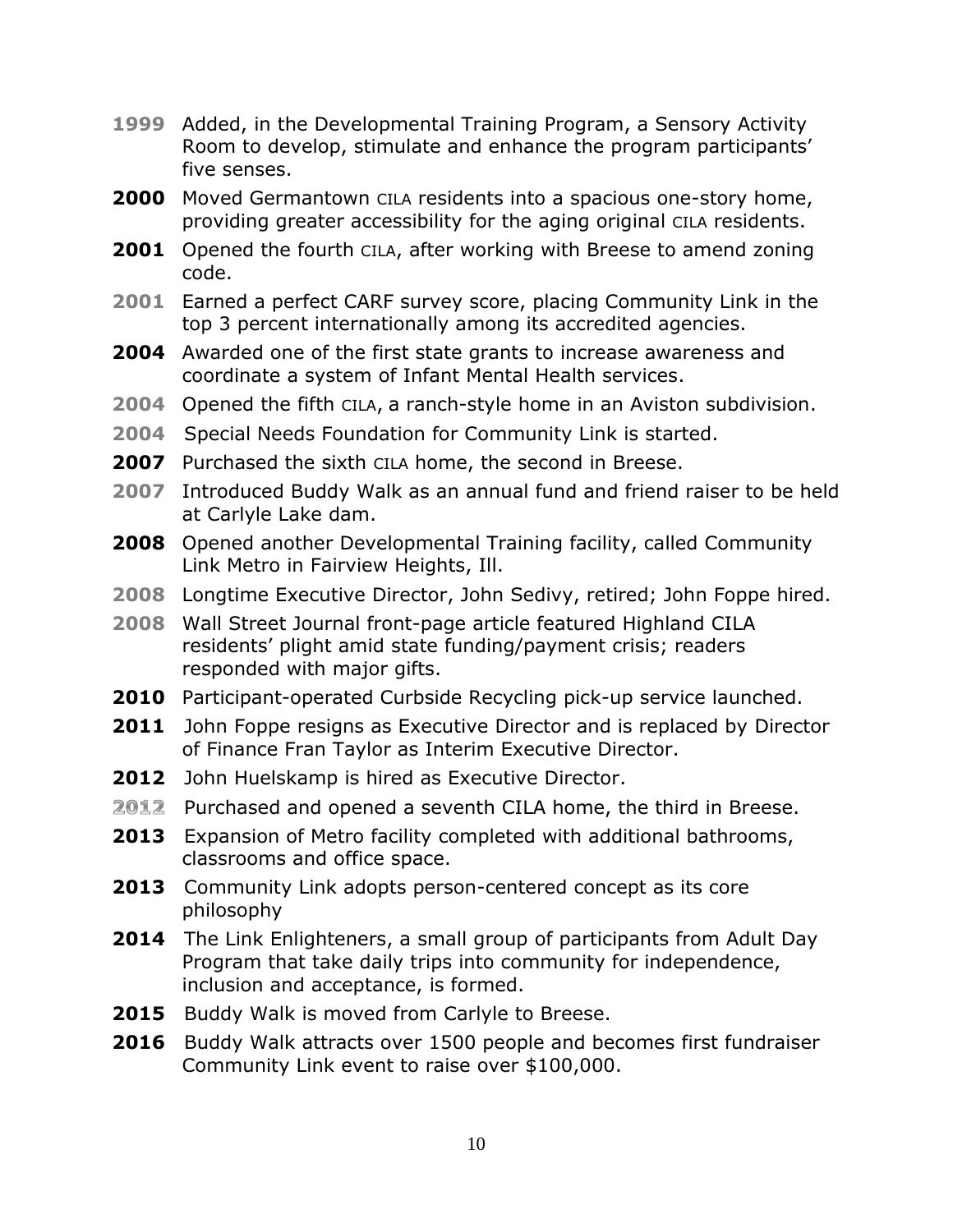**1999** Added, in the Developmental Training Program, a Sensory Activity Room to develop, stimulate and enhance the program participants' five senses.

**2000** Moved Germantown CILA residents into a spacious one-story home, providing greater accessibility for the aging original CILA residents.

**2001** Opened the fourth CILA, after working with Breese to amend zoning code.

**2001** Earned a perfect CARF survey score, placing Community Link in the top 3 percent internationally among its accredited agencies.

**2004** Awarded one of the first state grants to increase awareness and coordinate a system of Infant Mental Health services.

**2004** Opened the fifth CILA, a ranch-style home in an Aviston subdivision.

**2004** Special Needs Foundation for Community Link is started.

**2007** Purchased the sixth CILA home, the second in Breese.

**2007** Introduced Buddy Walk as an annual fund and friend raiser to be held at Carlyle Lake dam.

**2008** Opened another Developmental Training facility, called Community Link Metro in Fairview Heights, Ill.

**2008** Longtime Executive Director, John Sedivy, retired; John Foppe hired.

**2008** Wall Street Journal front-page article featured Highland CILA residents' plight amid state funding/payment crisis; readers responded with major gifts.

**2010** Participant-operated Curbside Recycling pick-up service launched.

**2011** John Foppe resigns as Executive Director and is replaced by Director of Finance Fran Taylor as Interim Executive Director.

**2012** John Huelskamp is hired as Executive Director.

**2012** Purchased and opened a seventh CILA home, the third in Breese.

**2013** Expansion of Metro facility completed with additional bathrooms, classrooms and office space.

**2013** Community Link adopts person-centered concept as its core philosophy

**2014** The Link Enlighteners, a small group of participants from Adult Day Program that take daily trips into community for independence, inclusion and acceptance, is formed.

**2015** Buddy Walk is moved from Carlyle to Breese.

**2016** Buddy Walk attracts over 1500 people and becomes first fundraiser Community Link event to raise over $100,000.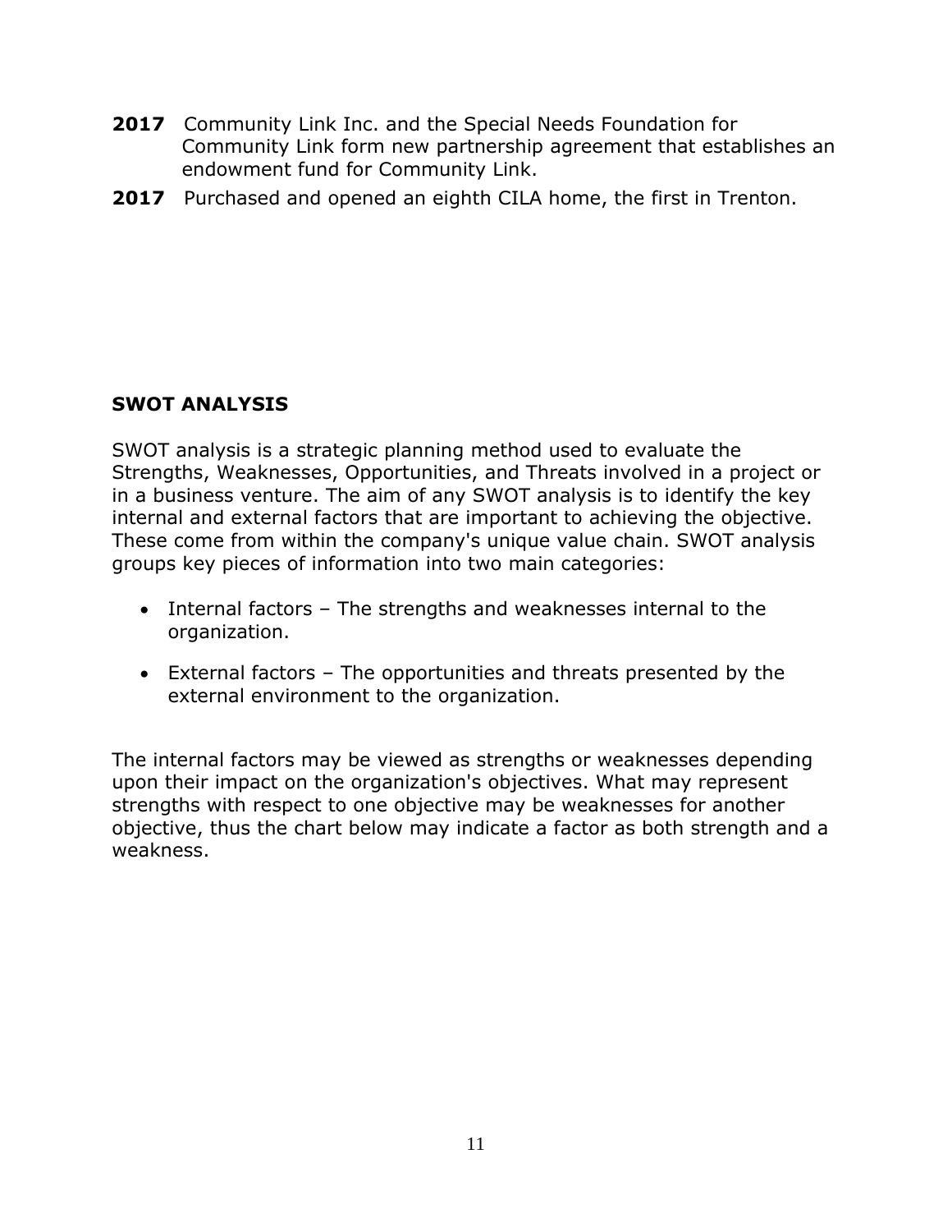**2017** Community Link Inc. and the Special Needs Foundation for Community Link form new partnership agreement that establishes an endowment fund for Community Link.

**2017** Purchased and opened an eighth CILA home, the first in Trenton.

## SWOT ANALYSIS

SWOT analysis is a strategic planning method used to evaluate the Strengths, Weaknesses, Opportunities, and Threats involved in a project or in a business venture. The aim of any SWOT analysis is to identify the key internal and external factors that are important to achieving the objective. These come from within the company's unique value chain. SWOT analysis groups key pieces of information into two main categories:

- Internal factors – The strengths and weaknesses internal to the organization.
- External factors – The opportunities and threats presented by the external environment to the organization.

The internal factors may be viewed as strengths or weaknesses depending upon their impact on the organization's objectives. What may represent strengths with respect to one objective may be weaknesses for another objective, thus the chart below may indicate a factor as both strength and a weakness.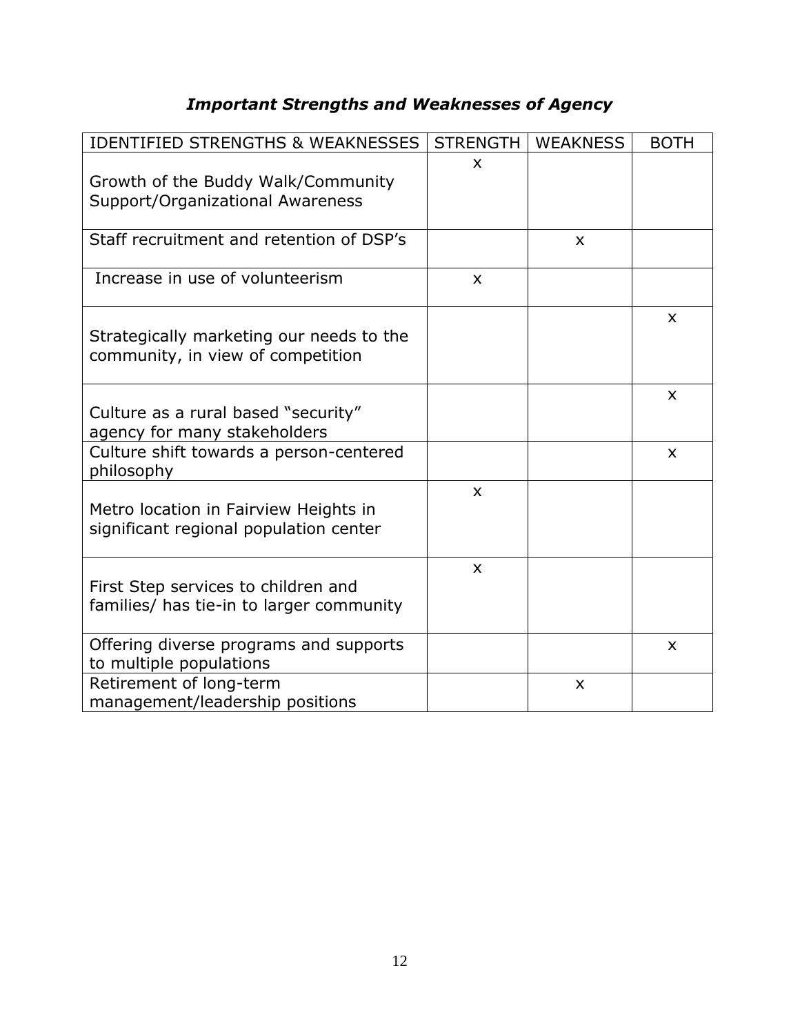### *Important Strengths and Weaknesses of Agency*

| IDENTIFIED STRENGTHS & WEAKNESSES | STRENGTH | WEAKNESS | BOTH |
|---|---|---|---|
| Growth of the Buddy Walk/Community Support/Organizational Awareness | x | | |
| Staff recruitment and retention of DSP's | | x | |
| Increase in use of volunteerism | x | | |
| Strategically marketing our needs to the community, in view of competition | | | x |
| Culture as a rural based "security" agency for many stakeholders | | | x |
| Culture shift towards a person-centered philosophy | | | x |
| Metro location in Fairview Heights in significant regional population center | x | | |
| First Step services to children and families/ has tie-in to larger community | x | | |
| Offering diverse programs and supports to multiple populations | | | x |
| Retirement of long-term management/leadership positions | | x | |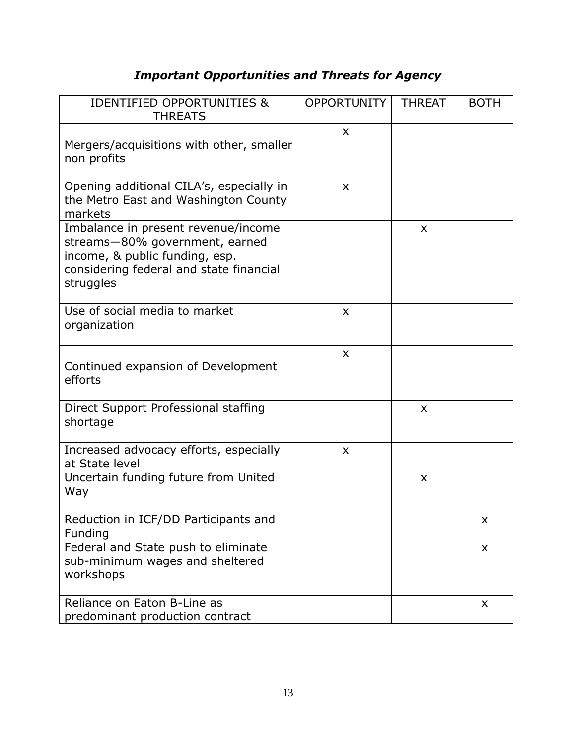### *Important Opportunities and Threats for Agency*

| IDENTIFIED OPPORTUNITIES & THREATS | OPPORTUNITY | THREAT | BOTH |
|---|---|---|---|
| Mergers/acquisitions with other, smaller non profits | x | | |
| Opening additional CILA's, especially in the Metro East and Washington County markets | x | | |
| Imbalance in present revenue/income streams—80% government, earned income, & public funding, esp. considering federal and state financial struggles | | x | |
| Use of social media to market organization | x | | |
| Continued expansion of Development efforts | x | | |
| Direct Support Professional staffing shortage | | x | |
| Increased advocacy efforts, especially at State level | x | | |
| Uncertain funding future from United Way | | x | |
| Reduction in ICF/DD Participants and Funding | | | x |
| Federal and State push to eliminate sub-minimum wages and sheltered workshops | | | x |
| Reliance on Eaton B-Line as predominant production contract | | | x |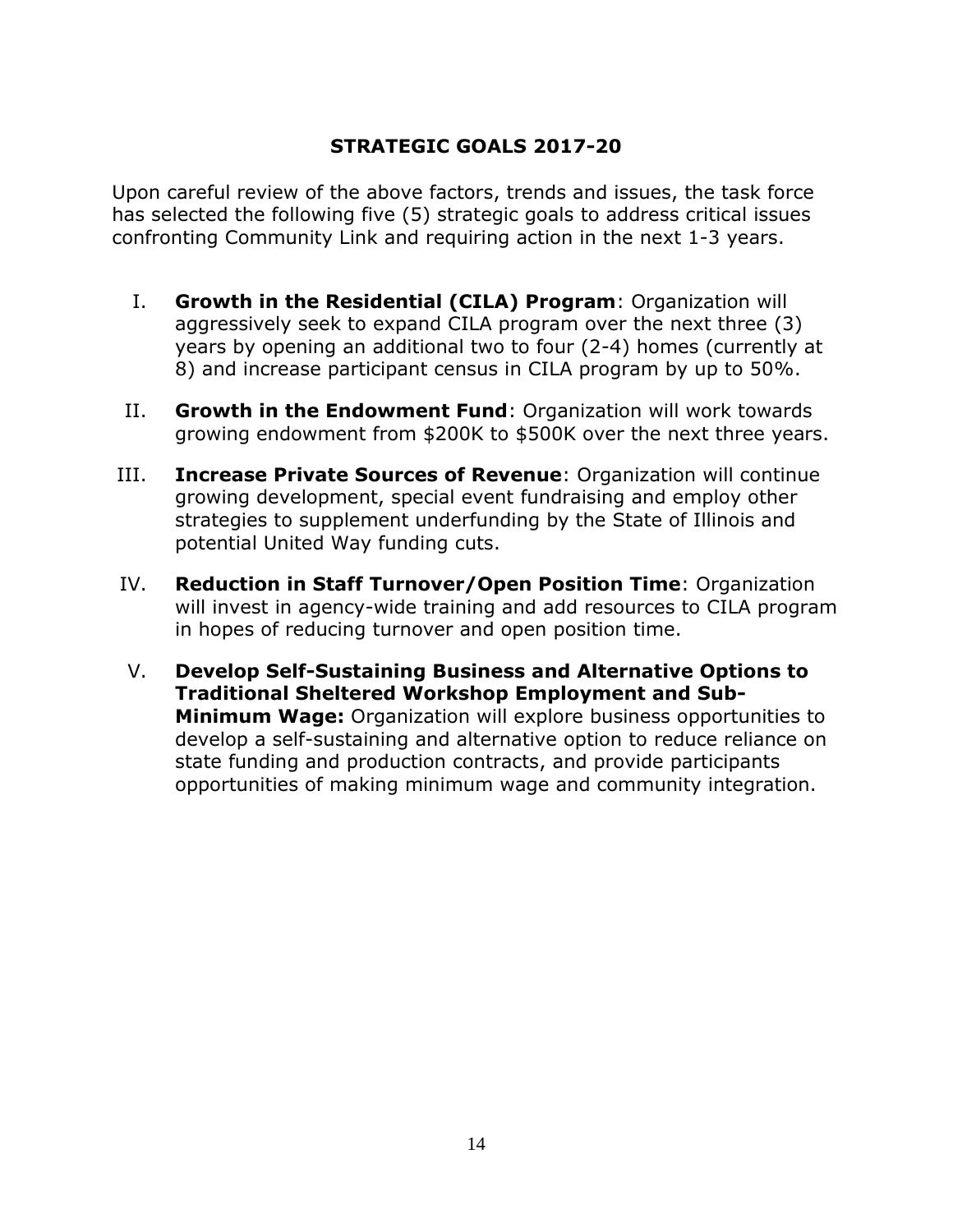## STRATEGIC GOALS 2017-20

Upon careful review of the above factors, trends and issues, the task force has selected the following five (5) strategic goals to address critical issues confronting Community Link and requiring action in the next 1-3 years.

I. **Growth in the Residential (CILA) Program**: Organization will aggressively seek to expand CILA program over the next three (3) years by opening an additional two to four (2-4) homes (currently at 8) and increase participant census in CILA program by up to 50%.

II. **Growth in the Endowment Fund**: Organization will work towards growing endowment from $200K to $500K over the next three years.

III. **Increase Private Sources of Revenue**: Organization will continue growing development, special event fundraising and employ other strategies to supplement underfunding by the State of Illinois and potential United Way funding cuts.

IV. **Reduction in Staff Turnover/Open Position Time**: Organization will invest in agency-wide training and add resources to CILA program in hopes of reducing turnover and open position time.

V. **Develop Self-Sustaining Business and Alternative Options to Traditional Sheltered Workshop Employment and Sub-Minimum Wage:** Organization will explore business opportunities to develop a self-sustaining and alternative option to reduce reliance on state funding and production contracts, and provide participants opportunities of making minimum wage and community integration.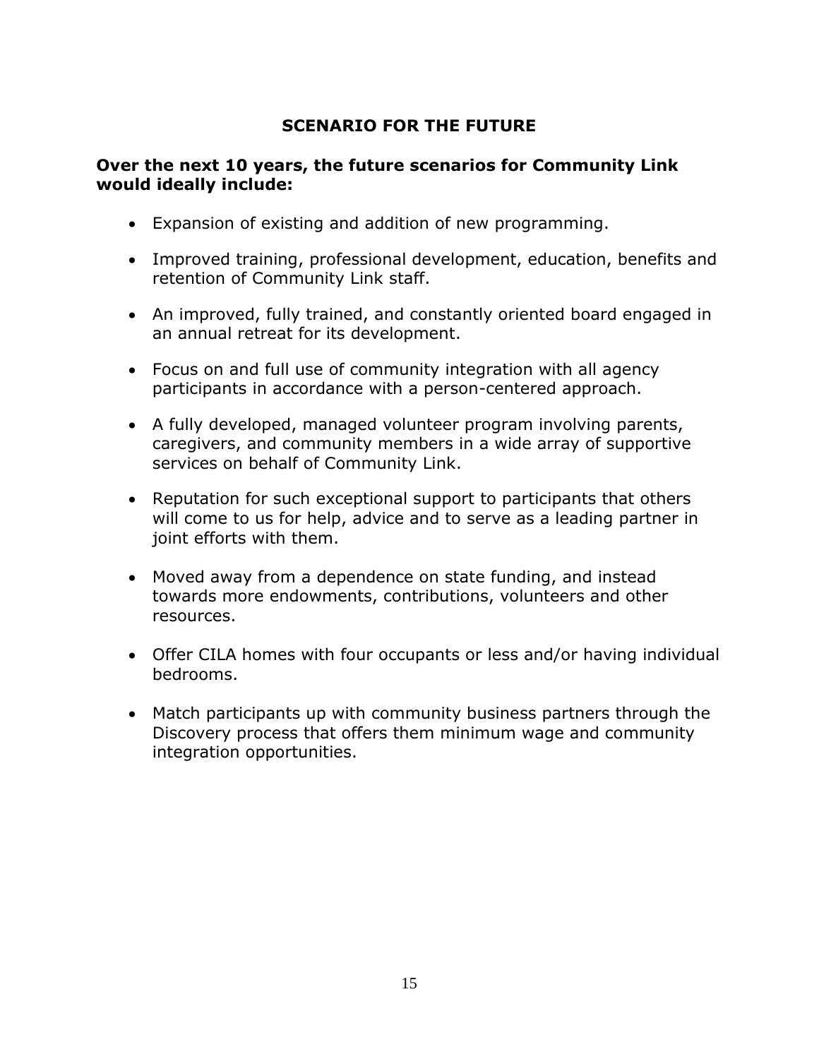## SCENARIO FOR THE FUTURE

**Over the next 10 years, the future scenarios for Community Link would ideally include:**

- Expansion of existing and addition of new programming.
- Improved training, professional development, education, benefits and retention of Community Link staff.
- An improved, fully trained, and constantly oriented board engaged in an annual retreat for its development.
- Focus on and full use of community integration with all agency participants in accordance with a person-centered approach.
- A fully developed, managed volunteer program involving parents, caregivers, and community members in a wide array of supportive services on behalf of Community Link.
- Reputation for such exceptional support to participants that others will come to us for help, advice and to serve as a leading partner in joint efforts with them.
- Moved away from a dependence on state funding, and instead towards more endowments, contributions, volunteers and other resources.
- Offer CILA homes with four occupants or less and/or having individual bedrooms.
- Match participants up with community business partners through the Discovery process that offers them minimum wage and community integration opportunities.